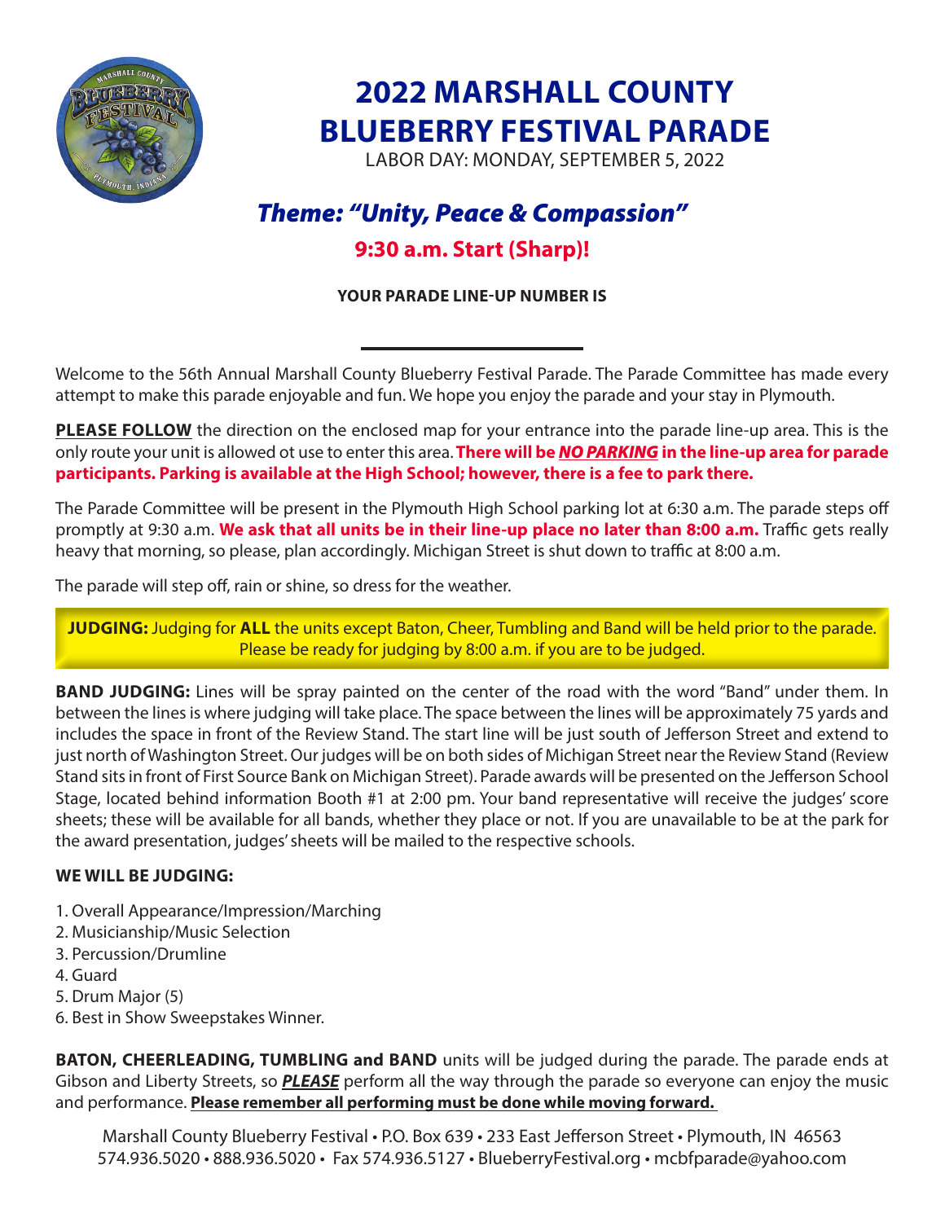# 2022 MARSHALL COUNTY BLUEBERRY FESTIVAL PARADE

LABOR DAY: MONDAY, SEPTEMBER 5, 2022

## *Theme: "Unity, Peace & Compassion"*

### 9:30 a.m. Start (Sharp)!

**YOUR PARADE LINE-UP NUMBER IS**

\_\_\_\_\_\_\_\_\_\_\_\_\_\_\_\_\_\_\_\_

Welcome to the 56th Annual Marshall County Blueberry Festival Parade. The Parade Committee has made every attempt to make this parade enjoyable and fun. We hope you enjoy the parade and your stay in Plymouth.

**PLEASE FOLLOW** the direction on the enclosed map for your entrance into the parade line-up area. This is the only route your unit is allowed ot use to enter this area. **There will be *NO PARKING* in the line-up area for parade participants. Parking is available at the High School; however, there is a fee to park there.**

The Parade Committee will be present in the Plymouth High School parking lot at 6:30 a.m. The parade steps off promptly at 9:30 a.m. **We ask that all units be in their line-up place no later than 8:00 a.m.** Traffic gets really heavy that morning, so please, plan accordingly. Michigan Street is shut down to traffic at 8:00 a.m.

The parade will step off, rain or shine, so dress for the weather.

**JUDGING:** Judging for **ALL** the units except Baton, Cheer, Tumbling and Band will be held prior to the parade. Please be ready for judging by 8:00 a.m. if you are to be judged.

**BAND JUDGING:** Lines will be spray painted on the center of the road with the word "Band" under them. In between the lines is where judging will take place. The space between the lines will be approximately 75 yards and includes the space in front of the Review Stand. The start line will be just south of Jefferson Street and extend to just north of Washington Street. Our judges will be on both sides of Michigan Street near the Review Stand (Review Stand sits in front of First Source Bank on Michigan Street). Parade awards will be presented on the Jefferson School Stage, located behind information Booth #1 at 2:00 pm. Your band representative will receive the judges' score sheets; these will be available for all bands, whether they place or not. If you are unavailable to be at the park for the award presentation, judges' sheets will be mailed to the respective schools.

**WE WILL BE JUDGING:**

1. Overall Appearance/Impression/Marching
2. Musicianship/Music Selection
3. Percussion/Drumline
4. Guard
5. Drum Major (5)
6. Best in Show Sweepstakes Winner.

**BATON, CHEERLEADING, TUMBLING and BAND** units will be judged during the parade. The parade ends at Gibson and Liberty Streets, so ***PLEASE*** perform all the way through the parade so everyone can enjoy the music and performance. **Please remember all performing must be done while moving forward.**

Marshall County Blueberry Festival • P.O. Box 639 • 233 East Jefferson Street • Plymouth, IN 46563
574.936.5020 • 888.936.5020 • Fax 574.936.5127 • BlueberryFestival.org • mcbfparade@yahoo.com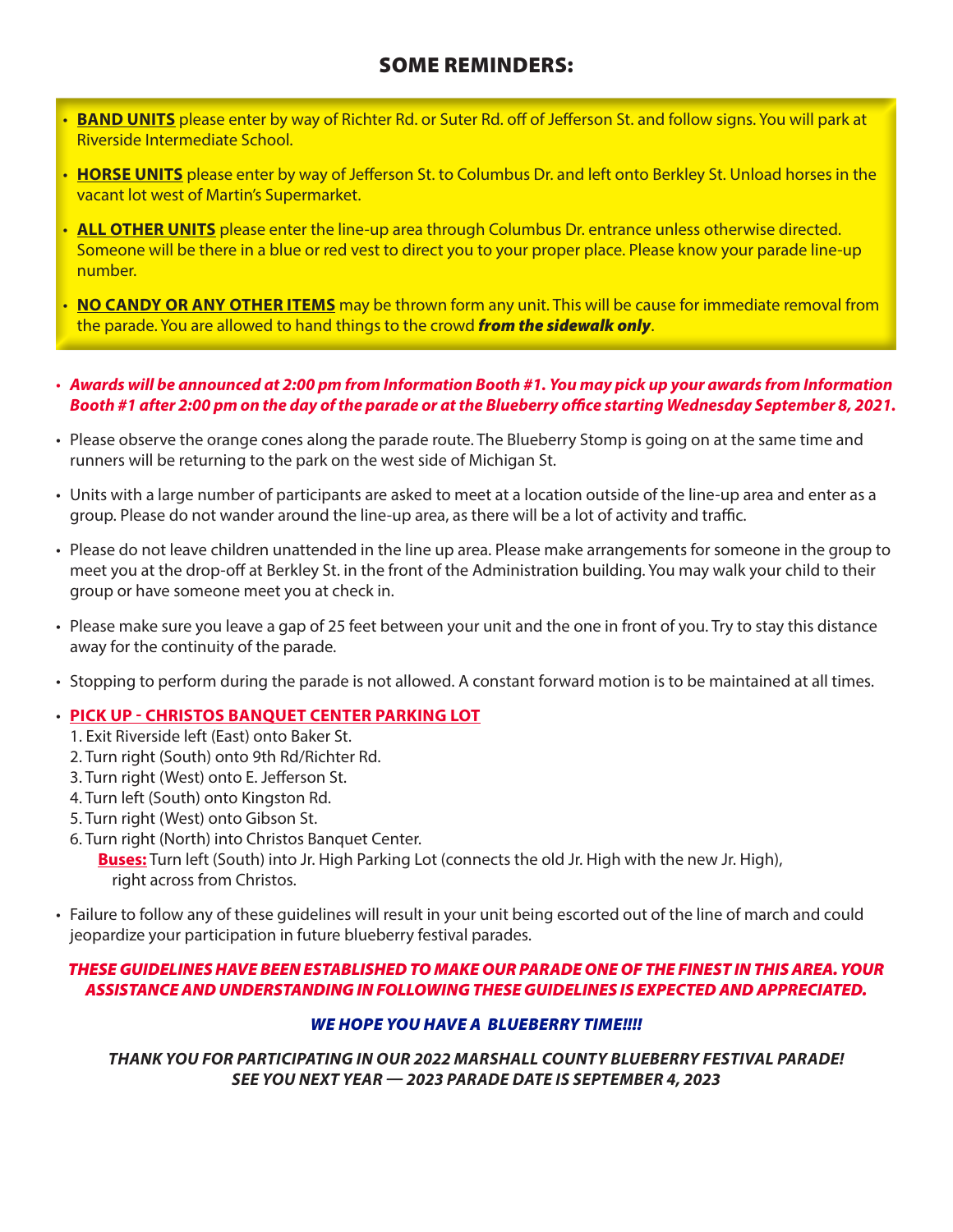## SOME REMINDERS:

- **BAND UNITS** please enter by way of Richter Rd. or Suter Rd. off of Jefferson St. and follow signs. You will park at Riverside Intermediate School.
- **HORSE UNITS** please enter by way of Jefferson St. to Columbus Dr. and left onto Berkley St. Unload horses in the vacant lot west of Martin's Supermarket.
- **ALL OTHER UNITS** please enter the line-up area through Columbus Dr. entrance unless otherwise directed. Someone will be there in a blue or red vest to direct you to your proper place. Please know your parade line-up number.
- **NO CANDY OR ANY OTHER ITEMS** may be thrown form any unit. This will be cause for immediate removal from the parade. You are allowed to hand things to the crowd ***from the sidewalk only***.

- ***Awards will be announced at 2:00 pm from Information Booth #1. You may pick up your awards from Information Booth #1 after 2:00 pm on the day of the parade or at the Blueberry office starting Wednesday September 8, 2021.***
- Please observe the orange cones along the parade route. The Blueberry Stomp is going on at the same time and runners will be returning to the park on the west side of Michigan St.
- Units with a large number of participants are asked to meet at a location outside of the line-up area and enter as a group. Please do not wander around the line-up area, as there will be a lot of activity and traffic.
- Please do not leave children unattended in the line up area. Please make arrangements for someone in the group to meet you at the drop-off at Berkley St. in the front of the Administration building. You may walk your child to their group or have someone meet you at check in.
- Please make sure you leave a gap of 25 feet between your unit and the one in front of you. Try to stay this distance away for the continuity of the parade.
- Stopping to perform during the parade is not allowed. A constant forward motion is to be maintained at all times.
- **PICK UP - CHRISTOS BANQUET CENTER PARKING LOT**
  1. Exit Riverside left (East) onto Baker St.
  2. Turn right (South) onto 9th Rd/Richter Rd.
  3. Turn right (West) onto E. Jefferson St.
  4. Turn left (South) onto Kingston Rd.
  5. Turn right (West) onto Gibson St.
  6. Turn right (North) into Christos Banquet Center.

     **Buses:** Turn left (South) into Jr. High Parking Lot (connects the old Jr. High with the new Jr. High), right across from Christos.
- Failure to follow any of these guidelines will result in your unit being escorted out of the line of march and could jeopardize your participation in future blueberry festival parades.

***THESE GUIDELINES HAVE BEEN ESTABLISHED TO MAKE OUR PARADE ONE OF THE FINEST IN THIS AREA. YOUR ASSISTANCE AND UNDERSTANDING IN FOLLOWING THESE GUIDELINES IS EXPECTED AND APPRECIATED.***

***WE HOPE YOU HAVE A BLUEBERRY TIME!!!!***

***THANK YOU FOR PARTICIPATING IN OUR 2022 MARSHALL COUNTY BLUEBERRY FESTIVAL PARADE!***
***SEE YOU NEXT YEAR — 2023 PARADE DATE IS SEPTEMBER 4, 2023***